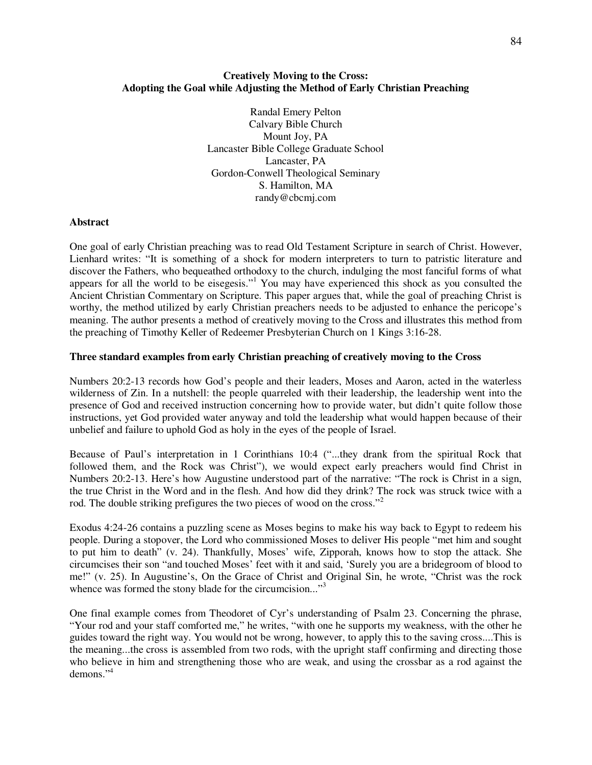# Creatively Moving to the Cross: Adopting the Goal while Adjusting the Method of Early Christian Preaching

Randal Emery Pelton
Calvary Bible Church
Mount Joy, PA
Lancaster Bible College Graduate School
Lancaster, PA
Gordon-Conwell Theological Seminary
S. Hamilton, MA
randy@cbcmj.com

## Abstract

One goal of early Christian preaching was to read Old Testament Scripture in search of Christ. However, Lienhard writes: "It is something of a shock for modern interpreters to turn to patristic literature and discover the Fathers, who bequeathed orthodoxy to the church, indulging the most fanciful forms of what appears for all the world to be eisegesis."[1] You may have experienced this shock as you consulted the Ancient Christian Commentary on Scripture. This paper argues that, while the goal of preaching Christ is worthy, the method utilized by early Christian preachers needs to be adjusted to enhance the pericope's meaning. The author presents a method of creatively moving to the Cross and illustrates this method from the preaching of Timothy Keller of Redeemer Presbyterian Church on 1 Kings 3:16-28.

## Three standard examples from early Christian preaching of creatively moving to the Cross

Numbers 20:2-13 records how God's people and their leaders, Moses and Aaron, acted in the waterless wilderness of Zin. In a nutshell: the people quarreled with their leadership, the leadership went into the presence of God and received instruction concerning how to provide water, but didn't quite follow those instructions, yet God provided water anyway and told the leadership what would happen because of their unbelief and failure to uphold God as holy in the eyes of the people of Israel.

Because of Paul's interpretation in 1 Corinthians 10:4 ("...they drank from the spiritual Rock that followed them, and the Rock was Christ"), we would expect early preachers would find Christ in Numbers 20:2-13. Here's how Augustine understood part of the narrative: "The rock is Christ in a sign, the true Christ in the Word and in the flesh. And how did they drink? The rock was struck twice with a rod. The double striking prefigures the two pieces of wood on the cross."[2]

Exodus 4:24-26 contains a puzzling scene as Moses begins to make his way back to Egypt to redeem his people. During a stopover, the Lord who commissioned Moses to deliver His people "met him and sought to put him to death" (v. 24). Thankfully, Moses' wife, Zipporah, knows how to stop the attack. She circumcises their son "and touched Moses' feet with it and said, 'Surely you are a bridegroom of blood to me!" (v. 25). In Augustine's, On the Grace of Christ and Original Sin, he wrote, "Christ was the rock whence was formed the stony blade for the circumcision..."[3]

One final example comes from Theodoret of Cyr's understanding of Psalm 23. Concerning the phrase, "Your rod and your staff comforted me," he writes, "with one he supports my weakness, with the other he guides toward the right way. You would not be wrong, however, to apply this to the saving cross....This is the meaning...the cross is assembled from two rods, with the upright staff confirming and directing those who believe in him and strengthening those who are weak, and using the crossbar as a rod against the demons."[4]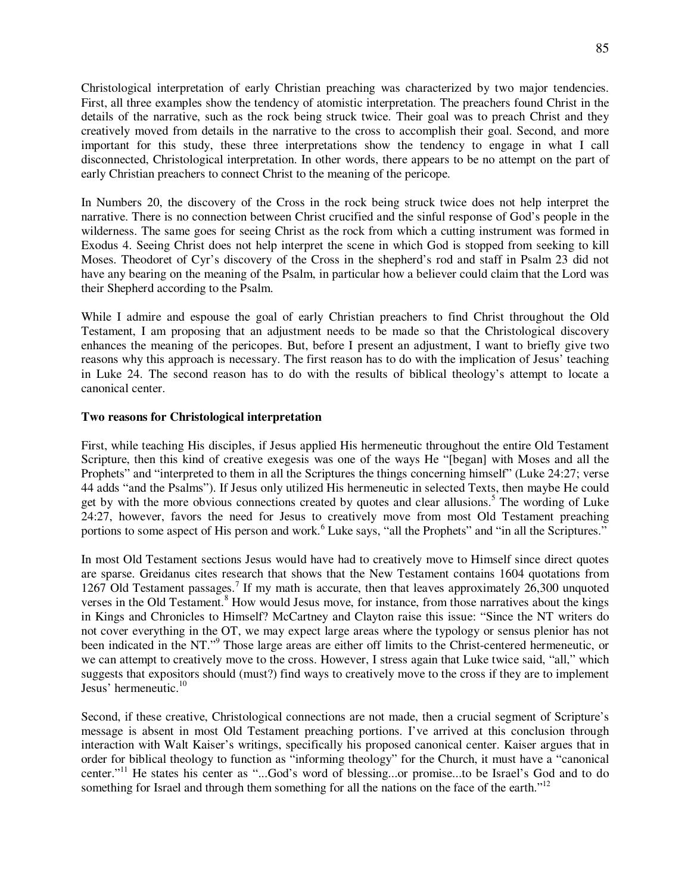Christological interpretation of early Christian preaching was characterized by two major tendencies. First, all three examples show the tendency of atomistic interpretation. The preachers found Christ in the details of the narrative, such as the rock being struck twice. Their goal was to preach Christ and they creatively moved from details in the narrative to the cross to accomplish their goal. Second, and more important for this study, these three interpretations show the tendency to engage in what I call disconnected, Christological interpretation. In other words, there appears to be no attempt on the part of early Christian preachers to connect Christ to the meaning of the pericope.

In Numbers 20, the discovery of the Cross in the rock being struck twice does not help interpret the narrative. There is no connection between Christ crucified and the sinful response of God's people in the wilderness. The same goes for seeing Christ as the rock from which a cutting instrument was formed in Exodus 4. Seeing Christ does not help interpret the scene in which God is stopped from seeking to kill Moses. Theodoret of Cyr's discovery of the Cross in the shepherd's rod and staff in Psalm 23 did not have any bearing on the meaning of the Psalm, in particular how a believer could claim that the Lord was their Shepherd according to the Psalm.

While I admire and espouse the goal of early Christian preachers to find Christ throughout the Old Testament, I am proposing that an adjustment needs to be made so that the Christological discovery enhances the meaning of the pericopes. But, before I present an adjustment, I want to briefly give two reasons why this approach is necessary. The first reason has to do with the implication of Jesus' teaching in Luke 24. The second reason has to do with the results of biblical theology's attempt to locate a canonical center.

**Two reasons for Christological interpretation**

First, while teaching His disciples, if Jesus applied His hermeneutic throughout the entire Old Testament Scripture, then this kind of creative exegesis was one of the ways He "[began] with Moses and all the Prophets" and "interpreted to them in all the Scriptures the things concerning himself" (Luke 24:27; verse 44 adds "and the Psalms"). If Jesus only utilized His hermeneutic in selected Texts, then maybe He could get by with the more obvious connections created by quotes and clear allusions.[5] The wording of Luke 24:27, however, favors the need for Jesus to creatively move from most Old Testament preaching portions to some aspect of His person and work.[6] Luke says, "all the Prophets" and "in all the Scriptures."

In most Old Testament sections Jesus would have had to creatively move to Himself since direct quotes are sparse. Greidanus cites research that shows that the New Testament contains 1604 quotations from 1267 Old Testament passages.[7] If my math is accurate, then that leaves approximately 26,300 unquoted verses in the Old Testament.[8] How would Jesus move, for instance, from those narratives about the kings in Kings and Chronicles to Himself? McCartney and Clayton raise this issue: "Since the NT writers do not cover everything in the OT, we may expect large areas where the typology or sensus plenior has not been indicated in the NT."[9] Those large areas are either off limits to the Christ-centered hermeneutic, or we can attempt to creatively move to the cross. However, I stress again that Luke twice said, "all," which suggests that expositors should (must?) find ways to creatively move to the cross if they are to implement Jesus' hermeneutic.[10]

Second, if these creative, Christological connections are not made, then a crucial segment of Scripture's message is absent in most Old Testament preaching portions. I've arrived at this conclusion through interaction with Walt Kaiser's writings, specifically his proposed canonical center. Kaiser argues that in order for biblical theology to function as "informing theology" for the Church, it must have a "canonical center."[11] He states his center as "...God's word of blessing...or promise...to be Israel's God and to do something for Israel and through them something for all the nations on the face of the earth."[12]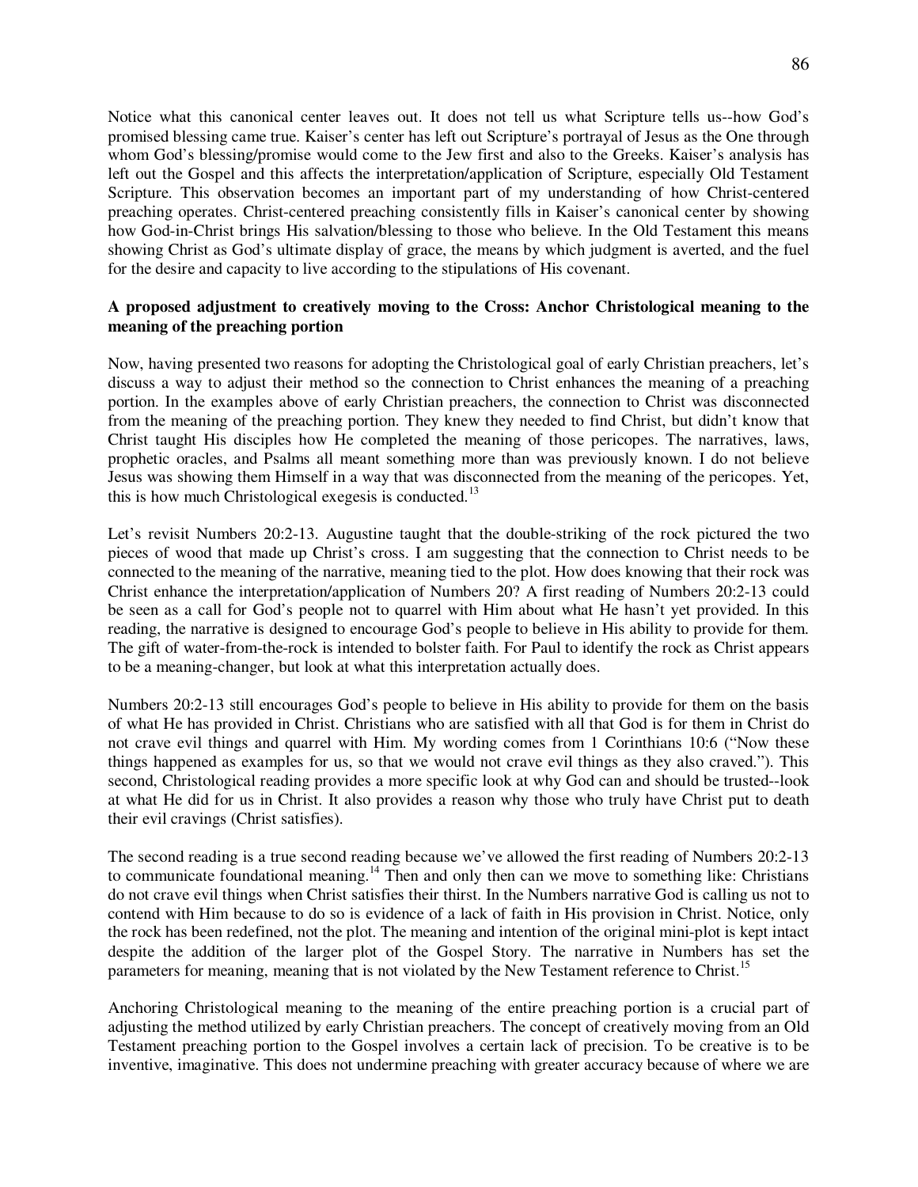Notice what this canonical center leaves out. It does not tell us what Scripture tells us--how God's promised blessing came true. Kaiser's center has left out Scripture's portrayal of Jesus as the One through whom God's blessing/promise would come to the Jew first and also to the Greeks. Kaiser's analysis has left out the Gospel and this affects the interpretation/application of Scripture, especially Old Testament Scripture. This observation becomes an important part of my understanding of how Christ-centered preaching operates. Christ-centered preaching consistently fills in Kaiser's canonical center by showing how God-in-Christ brings His salvation/blessing to those who believe. In the Old Testament this means showing Christ as God's ultimate display of grace, the means by which judgment is averted, and the fuel for the desire and capacity to live according to the stipulations of His covenant.

**A proposed adjustment to creatively moving to the Cross: Anchor Christological meaning to the meaning of the preaching portion**

Now, having presented two reasons for adopting the Christological goal of early Christian preachers, let's discuss a way to adjust their method so the connection to Christ enhances the meaning of a preaching portion. In the examples above of early Christian preachers, the connection to Christ was disconnected from the meaning of the preaching portion. They knew they needed to find Christ, but didn't know that Christ taught His disciples how He completed the meaning of those pericopes. The narratives, laws, prophetic oracles, and Psalms all meant something more than was previously known. I do not believe Jesus was showing them Himself in a way that was disconnected from the meaning of the pericopes. Yet, this is how much Christological exegesis is conducted.[13]

Let's revisit Numbers 20:2-13. Augustine taught that the double-striking of the rock pictured the two pieces of wood that made up Christ's cross. I am suggesting that the connection to Christ needs to be connected to the meaning of the narrative, meaning tied to the plot. How does knowing that their rock was Christ enhance the interpretation/application of Numbers 20? A first reading of Numbers 20:2-13 could be seen as a call for God's people not to quarrel with Him about what He hasn't yet provided. In this reading, the narrative is designed to encourage God's people to believe in His ability to provide for them. The gift of water-from-the-rock is intended to bolster faith. For Paul to identify the rock as Christ appears to be a meaning-changer, but look at what this interpretation actually does.

Numbers 20:2-13 still encourages God's people to believe in His ability to provide for them on the basis of what He has provided in Christ. Christians who are satisfied with all that God is for them in Christ do not crave evil things and quarrel with Him. My wording comes from 1 Corinthians 10:6 ("Now these things happened as examples for us, so that we would not crave evil things as they also craved."). This second, Christological reading provides a more specific look at why God can and should be trusted--look at what He did for us in Christ. It also provides a reason why those who truly have Christ put to death their evil cravings (Christ satisfies).

The second reading is a true second reading because we've allowed the first reading of Numbers 20:2-13 to communicate foundational meaning.[14] Then and only then can we move to something like: Christians do not crave evil things when Christ satisfies their thirst. In the Numbers narrative God is calling us not to contend with Him because to do so is evidence of a lack of faith in His provision in Christ. Notice, only the rock has been redefined, not the plot. The meaning and intention of the original mini-plot is kept intact despite the addition of the larger plot of the Gospel Story. The narrative in Numbers has set the parameters for meaning, meaning that is not violated by the New Testament reference to Christ.[15]

Anchoring Christological meaning to the meaning of the entire preaching portion is a crucial part of adjusting the method utilized by early Christian preachers. The concept of creatively moving from an Old Testament preaching portion to the Gospel involves a certain lack of precision. To be creative is to be inventive, imaginative. This does not undermine preaching with greater accuracy because of where we are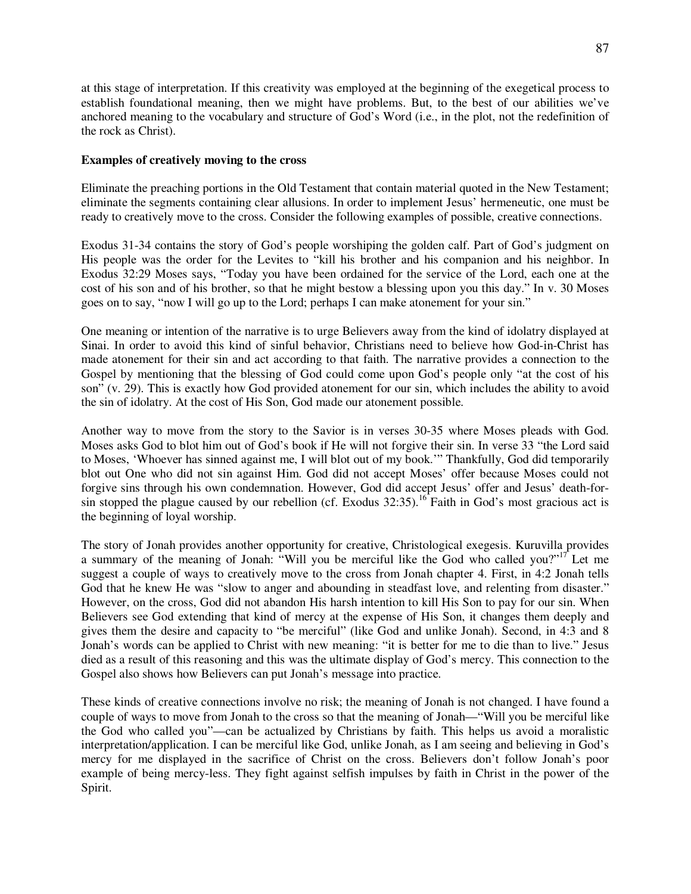at this stage of interpretation. If this creativity was employed at the beginning of the exegetical process to establish foundational meaning, then we might have problems. But, to the best of our abilities we've anchored meaning to the vocabulary and structure of God's Word (i.e., in the plot, not the redefinition of the rock as Christ).

**Examples of creatively moving to the cross**

Eliminate the preaching portions in the Old Testament that contain material quoted in the New Testament; eliminate the segments containing clear allusions. In order to implement Jesus' hermeneutic, one must be ready to creatively move to the cross. Consider the following examples of possible, creative connections.

Exodus 31-34 contains the story of God's people worshiping the golden calf. Part of God's judgment on His people was the order for the Levites to "kill his brother and his companion and his neighbor. In Exodus 32:29 Moses says, "Today you have been ordained for the service of the Lord, each one at the cost of his son and of his brother, so that he might bestow a blessing upon you this day." In v. 30 Moses goes on to say, "now I will go up to the Lord; perhaps I can make atonement for your sin."

One meaning or intention of the narrative is to urge Believers away from the kind of idolatry displayed at Sinai. In order to avoid this kind of sinful behavior, Christians need to believe how God-in-Christ has made atonement for their sin and act according to that faith. The narrative provides a connection to the Gospel by mentioning that the blessing of God could come upon God's people only "at the cost of his son" (v. 29). This is exactly how God provided atonement for our sin, which includes the ability to avoid the sin of idolatry. At the cost of His Son, God made our atonement possible.

Another way to move from the story to the Savior is in verses 30-35 where Moses pleads with God. Moses asks God to blot him out of God's book if He will not forgive their sin. In verse 33 "the Lord said to Moses, 'Whoever has sinned against me, I will blot out of my book.'" Thankfully, God did temporarily blot out One who did not sin against Him. God did not accept Moses' offer because Moses could not forgive sins through his own condemnation. However, God did accept Jesus' offer and Jesus' death-for-sin stopped the plague caused by our rebellion (cf. Exodus 32:35).[16] Faith in God's most gracious act is the beginning of loyal worship.

The story of Jonah provides another opportunity for creative, Christological exegesis. Kuruvilla provides a summary of the meaning of Jonah: "Will you be merciful like the God who called you?"[17] Let me suggest a couple of ways to creatively move to the cross from Jonah chapter 4. First, in 4:2 Jonah tells God that he knew He was "slow to anger and abounding in steadfast love, and relenting from disaster." However, on the cross, God did not abandon His harsh intention to kill His Son to pay for our sin. When Believers see God extending that kind of mercy at the expense of His Son, it changes them deeply and gives them the desire and capacity to "be merciful" (like God and unlike Jonah). Second, in 4:3 and 8 Jonah's words can be applied to Christ with new meaning: "it is better for me to die than to live." Jesus died as a result of this reasoning and this was the ultimate display of God's mercy. This connection to the Gospel also shows how Believers can put Jonah's message into practice.

These kinds of creative connections involve no risk; the meaning of Jonah is not changed. I have found a couple of ways to move from Jonah to the cross so that the meaning of Jonah—"Will you be merciful like the God who called you"—can be actualized by Christians by faith. This helps us avoid a moralistic interpretation/application. I can be merciful like God, unlike Jonah, as I am seeing and believing in God's mercy for me displayed in the sacrifice of Christ on the cross. Believers don't follow Jonah's poor example of being mercy-less. They fight against selfish impulses by faith in Christ in the power of the Spirit.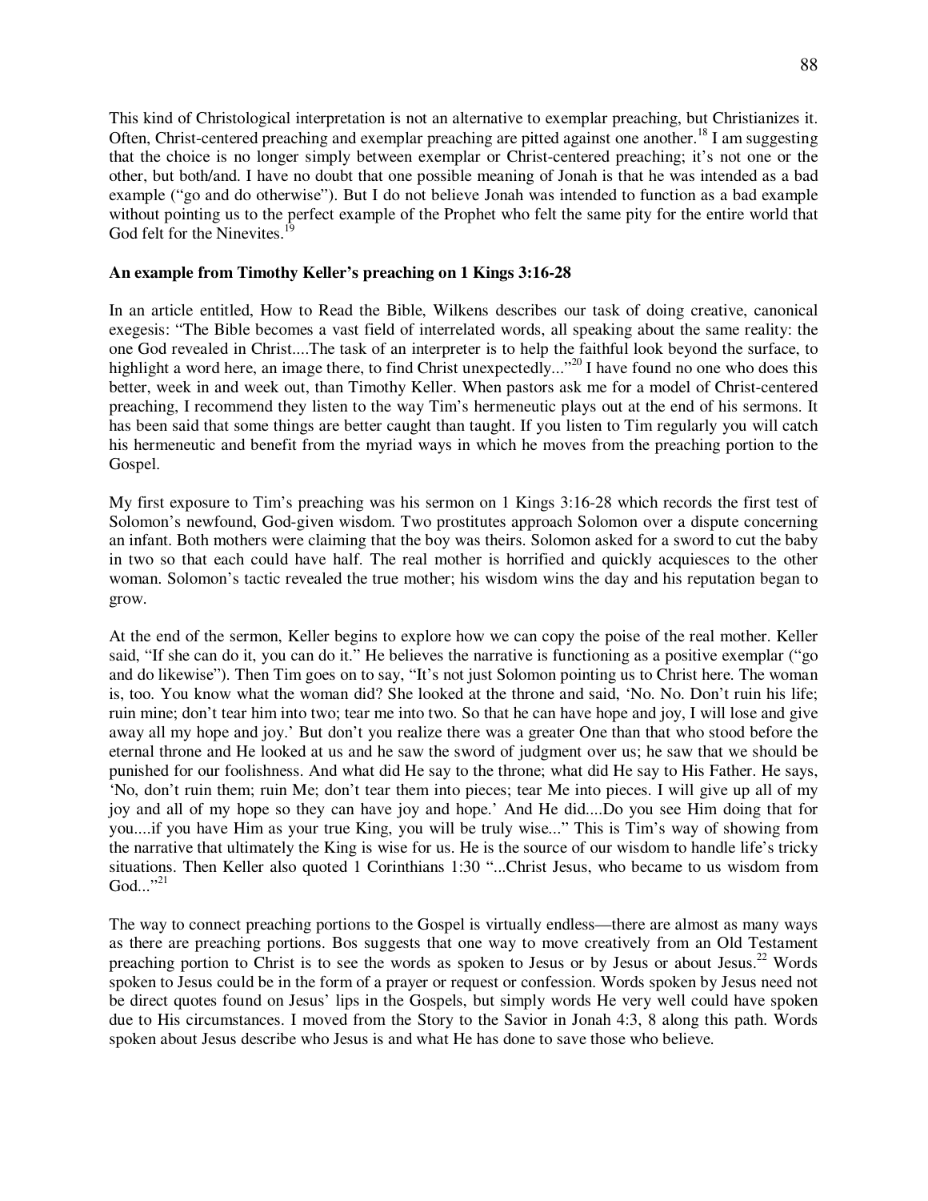This kind of Christological interpretation is not an alternative to exemplar preaching, but Christianizes it. Often, Christ-centered preaching and exemplar preaching are pitted against one another.[18] I am suggesting that the choice is no longer simply between exemplar or Christ-centered preaching; it's not one or the other, but both/and. I have no doubt that one possible meaning of Jonah is that he was intended as a bad example ("go and do otherwise"). But I do not believe Jonah was intended to function as a bad example without pointing us to the perfect example of the Prophet who felt the same pity for the entire world that God felt for the Ninevites.[19]

**An example from Timothy Keller's preaching on 1 Kings 3:16-28**

In an article entitled, How to Read the Bible, Wilkens describes our task of doing creative, canonical exegesis: "The Bible becomes a vast field of interrelated words, all speaking about the same reality: the one God revealed in Christ....The task of an interpreter is to help the faithful look beyond the surface, to highlight a word here, an image there, to find Christ unexpectedly..."[20] I have found no one who does this better, week in and week out, than Timothy Keller. When pastors ask me for a model of Christ-centered preaching, I recommend they listen to the way Tim's hermeneutic plays out at the end of his sermons. It has been said that some things are better caught than taught. If you listen to Tim regularly you will catch his hermeneutic and benefit from the myriad ways in which he moves from the preaching portion to the Gospel.

My first exposure to Tim's preaching was his sermon on 1 Kings 3:16-28 which records the first test of Solomon's newfound, God-given wisdom. Two prostitutes approach Solomon over a dispute concerning an infant. Both mothers were claiming that the boy was theirs. Solomon asked for a sword to cut the baby in two so that each could have half. The real mother is horrified and quickly acquiesces to the other woman. Solomon's tactic revealed the true mother; his wisdom wins the day and his reputation began to grow.

At the end of the sermon, Keller begins to explore how we can copy the poise of the real mother. Keller said, "If she can do it, you can do it." He believes the narrative is functioning as a positive exemplar ("go and do likewise"). Then Tim goes on to say, "It's not just Solomon pointing us to Christ here. The woman is, too. You know what the woman did? She looked at the throne and said, 'No. No. Don't ruin his life; ruin mine; don't tear him into two; tear me into two. So that he can have hope and joy, I will lose and give away all my hope and joy.' But don't you realize there was a greater One than that who stood before the eternal throne and He looked at us and he saw the sword of judgment over us; he saw that we should be punished for our foolishness. And what did He say to the throne; what did He say to His Father. He says, 'No, don't ruin them; ruin Me; don't tear them into pieces; tear Me into pieces. I will give up all of my joy and all of my hope so they can have joy and hope.' And He did....Do you see Him doing that for you....if you have Him as your true King, you will be truly wise..." This is Tim's way of showing from the narrative that ultimately the King is wise for us. He is the source of our wisdom to handle life's tricky situations. Then Keller also quoted 1 Corinthians 1:30 "...Christ Jesus, who became to us wisdom from God..."[21]

The way to connect preaching portions to the Gospel is virtually endless—there are almost as many ways as there are preaching portions. Bos suggests that one way to move creatively from an Old Testament preaching portion to Christ is to see the words as spoken to Jesus or by Jesus or about Jesus.[22] Words spoken to Jesus could be in the form of a prayer or request or confession. Words spoken by Jesus need not be direct quotes found on Jesus' lips in the Gospels, but simply words He very well could have spoken due to His circumstances. I moved from the Story to the Savior in Jonah 4:3, 8 along this path. Words spoken about Jesus describe who Jesus is and what He has done to save those who believe.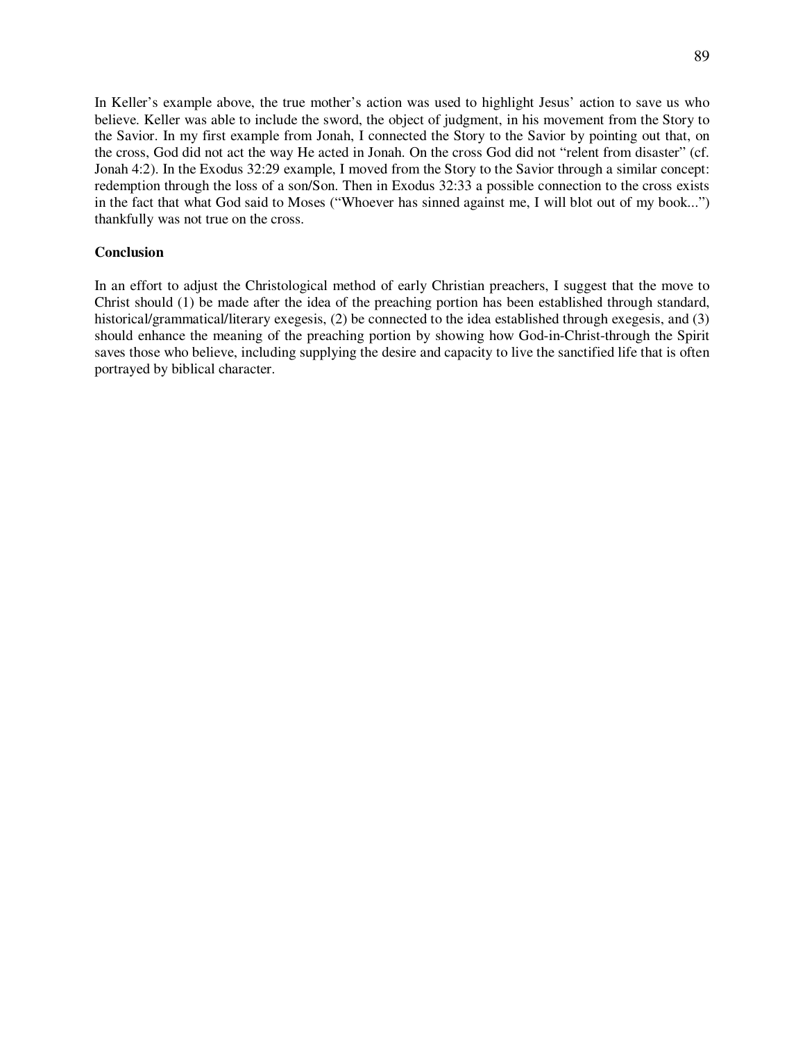In Keller's example above, the true mother's action was used to highlight Jesus' action to save us who believe. Keller was able to include the sword, the object of judgment, in his movement from the Story to the Savior. In my first example from Jonah, I connected the Story to the Savior by pointing out that, on the cross, God did not act the way He acted in Jonah. On the cross God did not "relent from disaster" (cf. Jonah 4:2). In the Exodus 32:29 example, I moved from the Story to the Savior through a similar concept: redemption through the loss of a son/Son. Then in Exodus 32:33 a possible connection to the cross exists in the fact that what God said to Moses ("Whoever has sinned against me, I will blot out of my book...") thankfully was not true on the cross.

**Conclusion**

In an effort to adjust the Christological method of early Christian preachers, I suggest that the move to Christ should (1) be made after the idea of the preaching portion has been established through standard, historical/grammatical/literary exegesis, (2) be connected to the idea established through exegesis, and (3) should enhance the meaning of the preaching portion by showing how God-in-Christ-through the Spirit saves those who believe, including supplying the desire and capacity to live the sanctified life that is often portrayed by biblical character.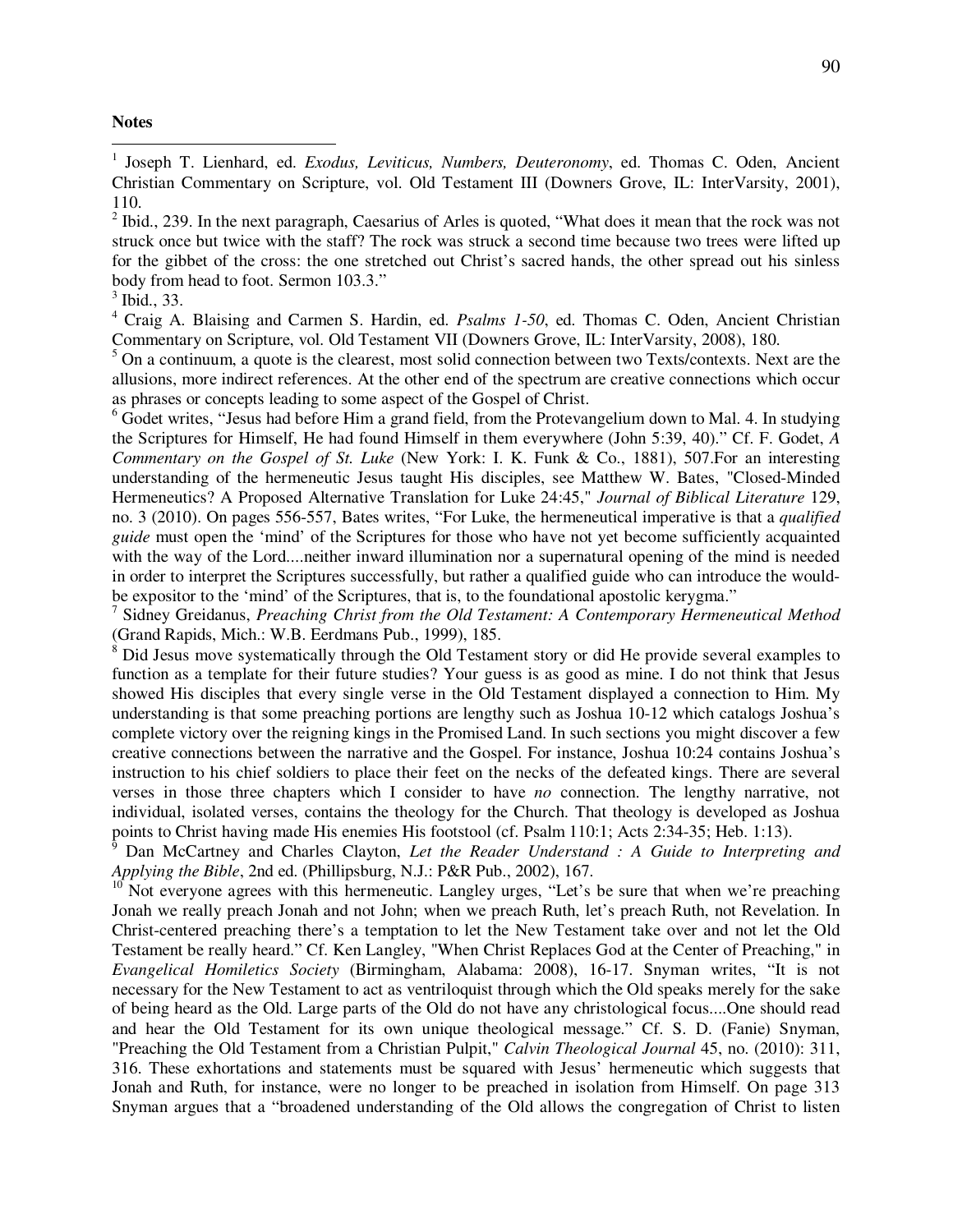**Notes**

[1] Joseph T. Lienhard, ed. *Exodus, Leviticus, Numbers, Deuteronomy*, ed. Thomas C. Oden, Ancient Christian Commentary on Scripture, vol. Old Testament III (Downers Grove, IL: InterVarsity, 2001), 110.

[2] Ibid., 239. In the next paragraph, Caesarius of Arles is quoted, "What does it mean that the rock was not struck once but twice with the staff? The rock was struck a second time because two trees were lifted up for the gibbet of the cross: the one stretched out Christ's sacred hands, the other spread out his sinless body from head to foot. Sermon 103.3."

[3] Ibid., 33.

[4] Craig A. Blaising and Carmen S. Hardin, ed. *Psalms 1-50*, ed. Thomas C. Oden, Ancient Christian Commentary on Scripture, vol. Old Testament VII (Downers Grove, IL: InterVarsity, 2008), 180.

[5] On a continuum, a quote is the clearest, most solid connection between two Texts/contexts. Next are the allusions, more indirect references. At the other end of the spectrum are creative connections which occur as phrases or concepts leading to some aspect of the Gospel of Christ.

[6] Godet writes, "Jesus had before Him a grand field, from the Protevangelium down to Mal. 4. In studying the Scriptures for Himself, He had found Himself in them everywhere (John 5:39, 40)." Cf. F. Godet, *A Commentary on the Gospel of St. Luke* (New York: I. K. Funk & Co., 1881), 507.For an interesting understanding of the hermeneutic Jesus taught His disciples, see Matthew W. Bates, "Closed-Minded Hermeneutics? A Proposed Alternative Translation for Luke 24:45," *Journal of Biblical Literature* 129, no. 3 (2010). On pages 556-557, Bates writes, "For Luke, the hermeneutical imperative is that a *qualified guide* must open the 'mind' of the Scriptures for those who have not yet become sufficiently acquainted with the way of the Lord....neither inward illumination nor a supernatural opening of the mind is needed in order to interpret the Scriptures successfully, but rather a qualified guide who can introduce the would-be expositor to the 'mind' of the Scriptures, that is, to the foundational apostolic kerygma."

[7] Sidney Greidanus, *Preaching Christ from the Old Testament: A Contemporary Hermeneutical Method* (Grand Rapids, Mich.: W.B. Eerdmans Pub., 1999), 185.

[8] Did Jesus move systematically through the Old Testament story or did He provide several examples to function as a template for their future studies? Your guess is as good as mine. I do not think that Jesus showed His disciples that every single verse in the Old Testament displayed a connection to Him. My understanding is that some preaching portions are lengthy such as Joshua 10-12 which catalogs Joshua's complete victory over the reigning kings in the Promised Land. In such sections you might discover a few creative connections between the narrative and the Gospel. For instance, Joshua 10:24 contains Joshua's instruction to his chief soldiers to place their feet on the necks of the defeated kings. There are several verses in those three chapters which I consider to have *no* connection. The lengthy narrative, not individual, isolated verses, contains the theology for the Church. That theology is developed as Joshua points to Christ having made His enemies His footstool (cf. Psalm 110:1; Acts 2:34-35; Heb. 1:13).

[9] Dan McCartney and Charles Clayton, *Let the Reader Understand : A Guide to Interpreting and Applying the Bible*, 2nd ed. (Phillipsburg, N.J.: P&R Pub., 2002), 167.

[10] Not everyone agrees with this hermeneutic. Langley urges, "Let's be sure that when we're preaching Jonah we really preach Jonah and not John; when we preach Ruth, let's preach Ruth, not Revelation. In Christ-centered preaching there's a temptation to let the New Testament take over and not let the Old Testament be really heard." Cf. Ken Langley, "When Christ Replaces God at the Center of Preaching," in *Evangelical Homiletics Society* (Birmingham, Alabama: 2008), 16-17. Snyman writes, "It is not necessary for the New Testament to act as ventriloquist through which the Old speaks merely for the sake of being heard as the Old. Large parts of the Old do not have any christological focus....One should read and hear the Old Testament for its own unique theological message." Cf. S. D. (Fanie) Snyman, "Preaching the Old Testament from a Christian Pulpit," *Calvin Theological Journal* 45, no. (2010): 311, 316. These exhortations and statements must be squared with Jesus' hermeneutic which suggests that Jonah and Ruth, for instance, were no longer to be preached in isolation from Himself. On page 313 Snyman argues that a "broadened understanding of the Old allows the congregation of Christ to listen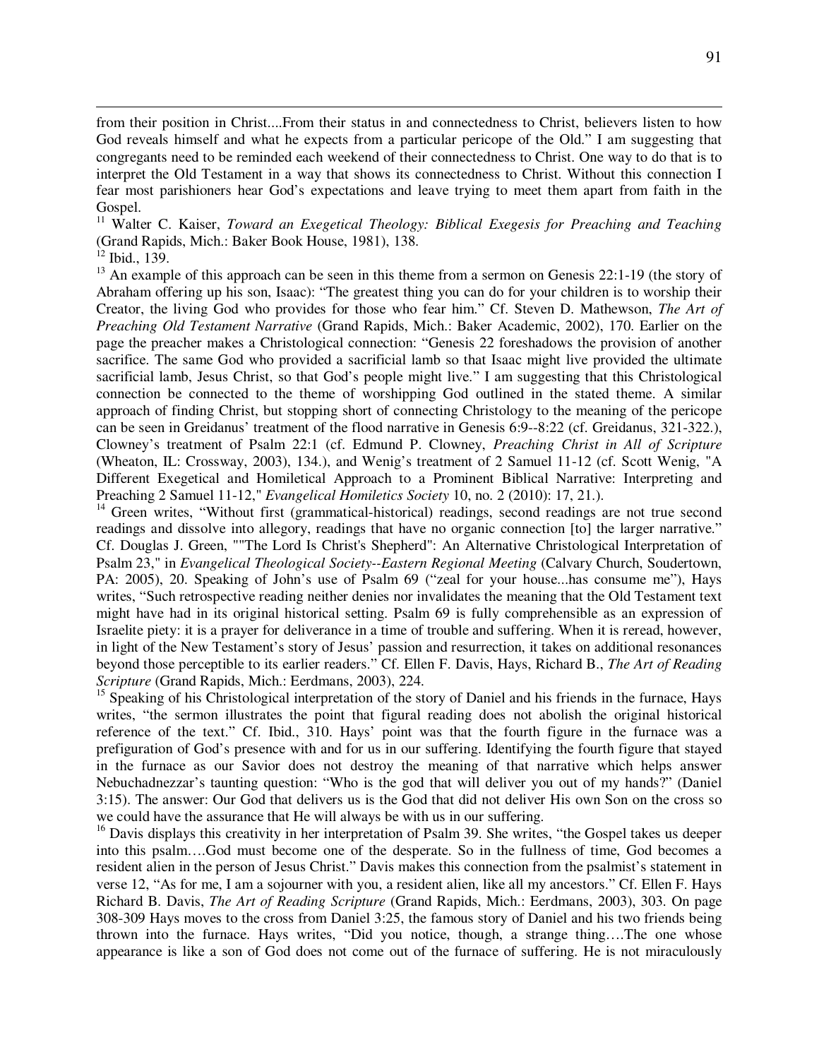from their position in Christ....From their status in and connectedness to Christ, believers listen to how God reveals himself and what he expects from a particular pericope of the Old." I am suggesting that congregants need to be reminded each weekend of their connectedness to Christ. One way to do that is to interpret the Old Testament in a way that shows its connectedness to Christ. Without this connection I fear most parishioners hear God's expectations and leave trying to meet them apart from faith in the Gospel.

[11] Walter C. Kaiser, *Toward an Exegetical Theology: Biblical Exegesis for Preaching and Teaching* (Grand Rapids, Mich.: Baker Book House, 1981), 138.

[12] Ibid., 139.

[13] An example of this approach can be seen in this theme from a sermon on Genesis 22:1-19 (the story of Abraham offering up his son, Isaac): "The greatest thing you can do for your children is to worship their Creator, the living God who provides for those who fear him." Cf. Steven D. Mathewson, *The Art of Preaching Old Testament Narrative* (Grand Rapids, Mich.: Baker Academic, 2002), 170. Earlier on the page the preacher makes a Christological connection: "Genesis 22 foreshadows the provision of another sacrifice. The same God who provided a sacrificial lamb so that Isaac might live provided the ultimate sacrificial lamb, Jesus Christ, so that God's people might live." I am suggesting that this Christological connection be connected to the theme of worshipping God outlined in the stated theme. A similar approach of finding Christ, but stopping short of connecting Christology to the meaning of the pericope can be seen in Greidanus' treatment of the flood narrative in Genesis 6:9--8:22 (cf. Greidanus, 321-322.), Clowney's treatment of Psalm 22:1 (cf. Edmund P. Clowney, *Preaching Christ in All of Scripture* (Wheaton, IL: Crossway, 2003), 134.), and Wenig's treatment of 2 Samuel 11-12 (cf. Scott Wenig, "A Different Exegetical and Homiletical Approach to a Prominent Biblical Narrative: Interpreting and Preaching 2 Samuel 11-12," *Evangelical Homiletics Society* 10, no. 2 (2010): 17, 21.).

[14] Green writes, "Without first (grammatical-historical) readings, second readings are not true second readings and dissolve into allegory, readings that have no organic connection [to] the larger narrative." Cf. Douglas J. Green, ""The Lord Is Christ's Shepherd": An Alternative Christological Interpretation of Psalm 23," in *Evangelical Theological Society--Eastern Regional Meeting* (Calvary Church, Soudertown, PA: 2005), 20. Speaking of John's use of Psalm 69 ("zeal for your house...has consume me"), Hays writes, "Such retrospective reading neither denies nor invalidates the meaning that the Old Testament text might have had in its original historical setting. Psalm 69 is fully comprehensible as an expression of Israelite piety: it is a prayer for deliverance in a time of trouble and suffering. When it is reread, however, in light of the New Testament's story of Jesus' passion and resurrection, it takes on additional resonances beyond those perceptible to its earlier readers." Cf. Ellen F. Davis, Hays, Richard B., *The Art of Reading Scripture* (Grand Rapids, Mich.: Eerdmans, 2003), 224.

[15] Speaking of his Christological interpretation of the story of Daniel and his friends in the furnace, Hays writes, "the sermon illustrates the point that figural reading does not abolish the original historical reference of the text." Cf. Ibid., 310. Hays' point was that the fourth figure in the furnace was a prefiguration of God's presence with and for us in our suffering. Identifying the fourth figure that stayed in the furnace as our Savior does not destroy the meaning of that narrative which helps answer Nebuchadnezzar's taunting question: "Who is the god that will deliver you out of my hands?" (Daniel 3:15). The answer: Our God that delivers us is the God that did not deliver His own Son on the cross so we could have the assurance that He will always be with us in our suffering.

[16] Davis displays this creativity in her interpretation of Psalm 39. She writes, "the Gospel takes us deeper into this psalm….God must become one of the desperate. So in the fullness of time, God becomes a resident alien in the person of Jesus Christ." Davis makes this connection from the psalmist's statement in verse 12, "As for me, I am a sojourner with you, a resident alien, like all my ancestors." Cf. Ellen F. Hays Richard B. Davis, *The Art of Reading Scripture* (Grand Rapids, Mich.: Eerdmans, 2003), 303. On page 308-309 Hays moves to the cross from Daniel 3:25, the famous story of Daniel and his two friends being thrown into the furnace. Hays writes, "Did you notice, though, a strange thing….The one whose appearance is like a son of God does not come out of the furnace of suffering. He is not miraculously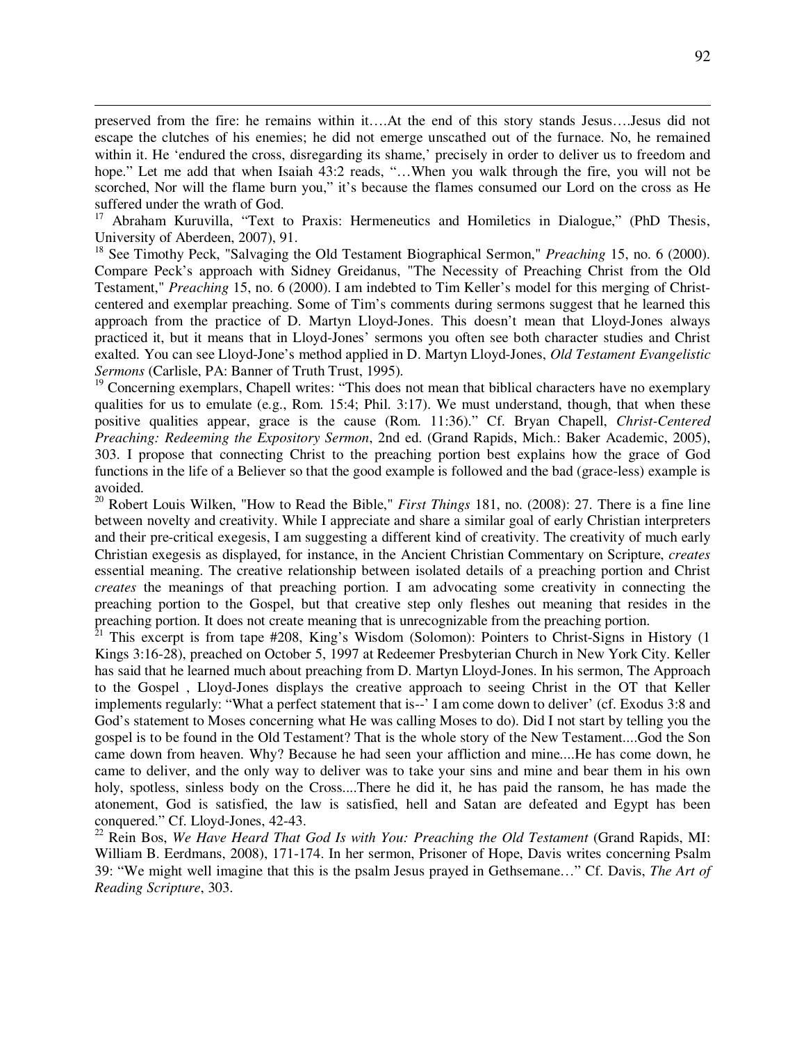preserved from the fire: he remains within it….At the end of this story stands Jesus….Jesus did not escape the clutches of his enemies; he did not emerge unscathed out of the furnace. No, he remained within it. He 'endured the cross, disregarding its shame,' precisely in order to deliver us to freedom and hope." Let me add that when Isaiah 43:2 reads, "…When you walk through the fire, you will not be scorched, Nor will the flame burn you," it's because the flames consumed our Lord on the cross as He suffered under the wrath of God.

[17] Abraham Kuruvilla, "Text to Praxis: Hermeneutics and Homiletics in Dialogue," (PhD Thesis, University of Aberdeen, 2007), 91.

[18] See Timothy Peck, "Salvaging the Old Testament Biographical Sermon," *Preaching* 15, no. 6 (2000). Compare Peck's approach with Sidney Greidanus, "The Necessity of Preaching Christ from the Old Testament," *Preaching* 15, no. 6 (2000). I am indebted to Tim Keller's model for this merging of Christ-centered and exemplar preaching. Some of Tim's comments during sermons suggest that he learned this approach from the practice of D. Martyn Lloyd-Jones. This doesn't mean that Lloyd-Jones always practiced it, but it means that in Lloyd-Jones' sermons you often see both character studies and Christ exalted. You can see Lloyd-Jone's method applied in D. Martyn Lloyd-Jones, *Old Testament Evangelistic Sermons* (Carlisle, PA: Banner of Truth Trust, 1995).

[19] Concerning exemplars, Chapell writes: "This does not mean that biblical characters have no exemplary qualities for us to emulate (e.g., Rom. 15:4; Phil. 3:17). We must understand, though, that when these positive qualities appear, grace is the cause (Rom. 11:36)." Cf. Bryan Chapell, *Christ-Centered Preaching: Redeeming the Expository Sermon*, 2nd ed. (Grand Rapids, Mich.: Baker Academic, 2005), 303. I propose that connecting Christ to the preaching portion best explains how the grace of God functions in the life of a Believer so that the good example is followed and the bad (grace-less) example is avoided.

[20] Robert Louis Wilken, "How to Read the Bible," *First Things* 181, no. (2008): 27. There is a fine line between novelty and creativity. While I appreciate and share a similar goal of early Christian interpreters and their pre-critical exegesis, I am suggesting a different kind of creativity. The creativity of much early Christian exegesis as displayed, for instance, in the Ancient Christian Commentary on Scripture, *creates* essential meaning. The creative relationship between isolated details of a preaching portion and Christ *creates* the meanings of that preaching portion. I am advocating some creativity in connecting the preaching portion to the Gospel, but that creative step only fleshes out meaning that resides in the preaching portion. It does not create meaning that is unrecognizable from the preaching portion.

[21] This excerpt is from tape #208, King's Wisdom (Solomon): Pointers to Christ-Signs in History (1 Kings 3:16-28), preached on October 5, 1997 at Redeemer Presbyterian Church in New York City. Keller has said that he learned much about preaching from D. Martyn Lloyd-Jones. In his sermon, The Approach to the Gospel , Lloyd-Jones displays the creative approach to seeing Christ in the OT that Keller implements regularly: "What a perfect statement that is--' I am come down to deliver' (cf. Exodus 3:8 and God's statement to Moses concerning what He was calling Moses to do). Did I not start by telling you the gospel is to be found in the Old Testament? That is the whole story of the New Testament....God the Son came down from heaven. Why? Because he had seen your affliction and mine....He has come down, he came to deliver, and the only way to deliver was to take your sins and mine and bear them in his own holy, spotless, sinless body on the Cross....There he did it, he has paid the ransom, he has made the atonement, God is satisfied, the law is satisfied, hell and Satan are defeated and Egypt has been conquered." Cf. Lloyd-Jones, 42-43.

[22] Rein Bos, *We Have Heard That God Is with You: Preaching the Old Testament* (Grand Rapids, MI: William B. Eerdmans, 2008), 171-174. In her sermon, Prisoner of Hope, Davis writes concerning Psalm 39: "We might well imagine that this is the psalm Jesus prayed in Gethsemane…" Cf. Davis, *The Art of Reading Scripture*, 303.